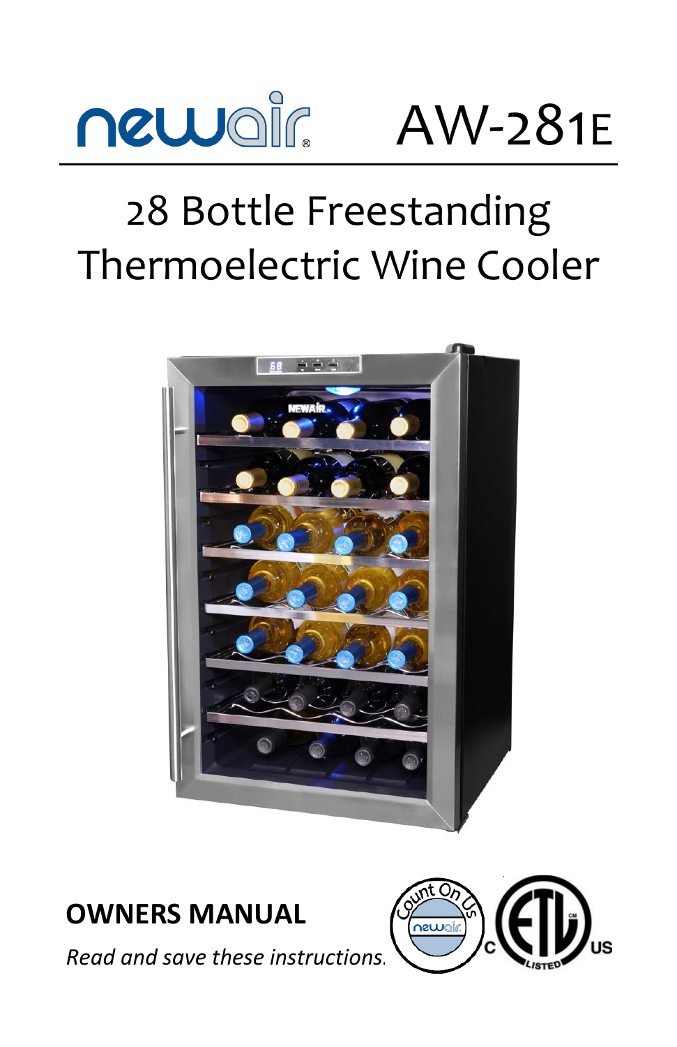# newair AW-281E

## 28 Bottle Freestanding Thermoelectric Wine Cooler

**OWNERS MANUAL**

*Read and save these instructions.*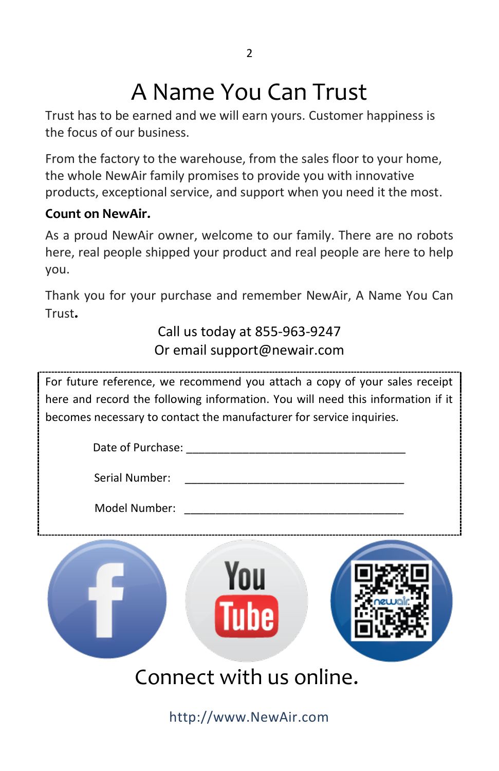# A Name You Can Trust

Trust has to be earned and we will earn yours. Customer happiness is the focus of our business.

From the factory to the warehouse, from the sales floor to your home, the whole NewAir family promises to provide you with innovative products, exceptional service, and support when you need it the most.

**Count on NewAir.**

As a proud NewAir owner, welcome to our family. There are no robots here, real people shipped your product and real people are here to help you.

Thank you for your purchase and remember NewAir, A Name You Can Trust**.**

Call us today at 855-963-9247
Or email support@newair.com

For future reference, we recommend you attach a copy of your sales receipt here and record the following information. You will need this information if it becomes necessary to contact the manufacturer for service inquiries.

Date of Purchase: ___________________________________

Serial Number: ___________________________________

Model Number: ___________________________________

Connect with us online.

http://www.NewAir.com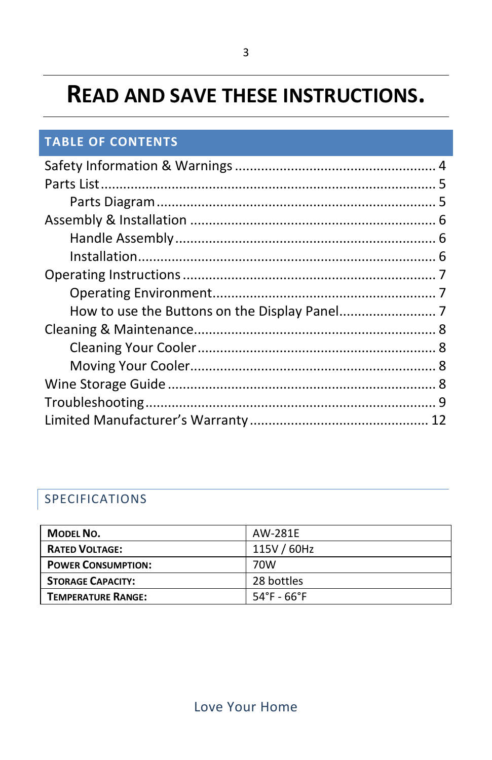# READ AND SAVE THESE INSTRUCTIONS.

## TABLE OF CONTENTS

- Safety Information & Warnings .... 4
- Parts List .... 5
  - Parts Diagram .... 5
- Assembly & Installation .... 6
  - Handle Assembly .... 6
  - Installation .... 6
- Operating Instructions .... 7
  - Operating Environment .... 7
  - How to use the Buttons on the Display Panel .... 7
- Cleaning & Maintenance .... 8
  - Cleaning Your Cooler .... 8
  - Moving Your Cooler .... 8
- Wine Storage Guide .... 8
- Troubleshooting .... 9
- Limited Manufacturer's Warranty .... 12

## SPECIFICATIONS

| **MODEL NO.** | AW-281E |
|---|---|
| **RATED VOLTAGE:** | 115V / 60Hz |
| **POWER CONSUMPTION:** | 70W |
| **STORAGE CAPACITY:** | 28 bottles |
| **TEMPERATURE RANGE:** | 54°F - 66°F |

Love Your Home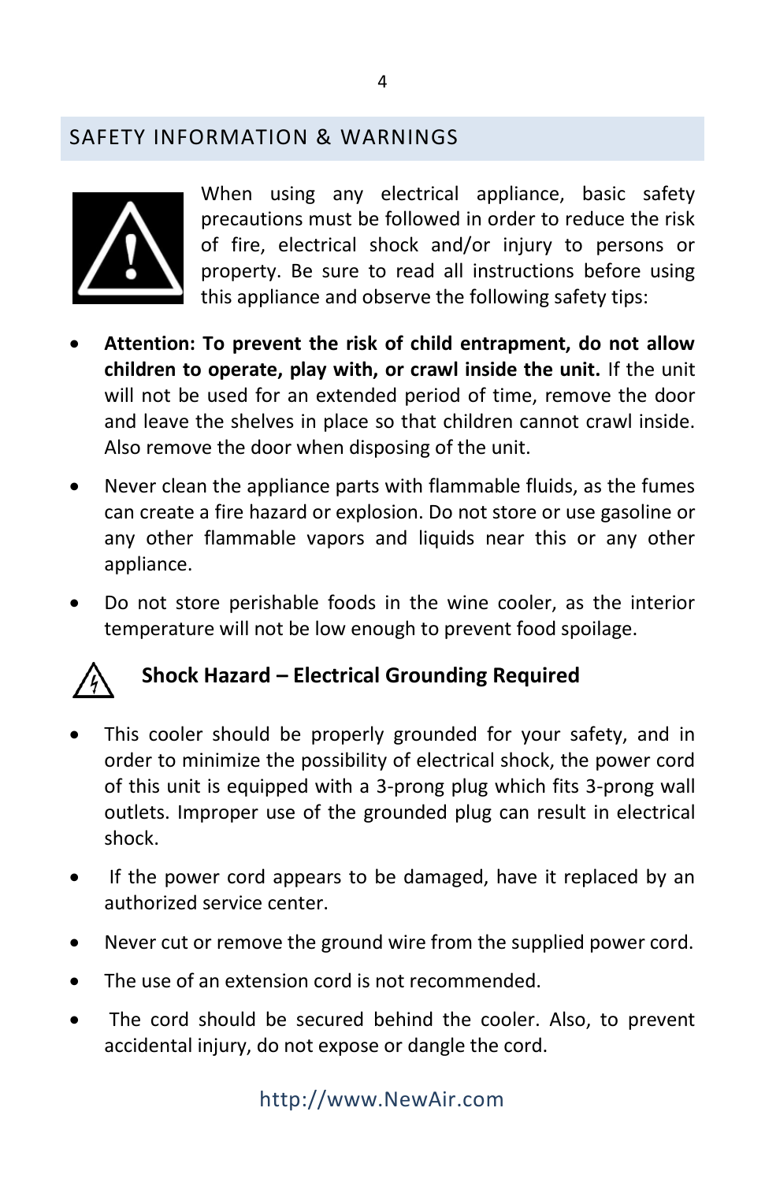## SAFETY INFORMATION & WARNINGS

When using any electrical appliance, basic safety precautions must be followed in order to reduce the risk of fire, electrical shock and/or injury to persons or property. Be sure to read all instructions before using this appliance and observe the following safety tips:

- **Attention: To prevent the risk of child entrapment, do not allow children to operate, play with, or crawl inside the unit.** If the unit will not be used for an extended period of time, remove the door and leave the shelves in place so that children cannot crawl inside. Also remove the door when disposing of the unit.
- Never clean the appliance parts with flammable fluids, as the fumes can create a fire hazard or explosion. Do not store or use gasoline or any other flammable vapors and liquids near this or any other appliance.
- Do not store perishable foods in the wine cooler, as the interior temperature will not be low enough to prevent food spoilage.

### Shock Hazard – Electrical Grounding Required

- This cooler should be properly grounded for your safety, and in order to minimize the possibility of electrical shock, the power cord of this unit is equipped with a 3-prong plug which fits 3-prong wall outlets. Improper use of the grounded plug can result in electrical shock.
- If the power cord appears to be damaged, have it replaced by an authorized service center.
- Never cut or remove the ground wire from the supplied power cord.
- The use of an extension cord is not recommended.
- The cord should be secured behind the cooler. Also, to prevent accidental injury, do not expose or dangle the cord.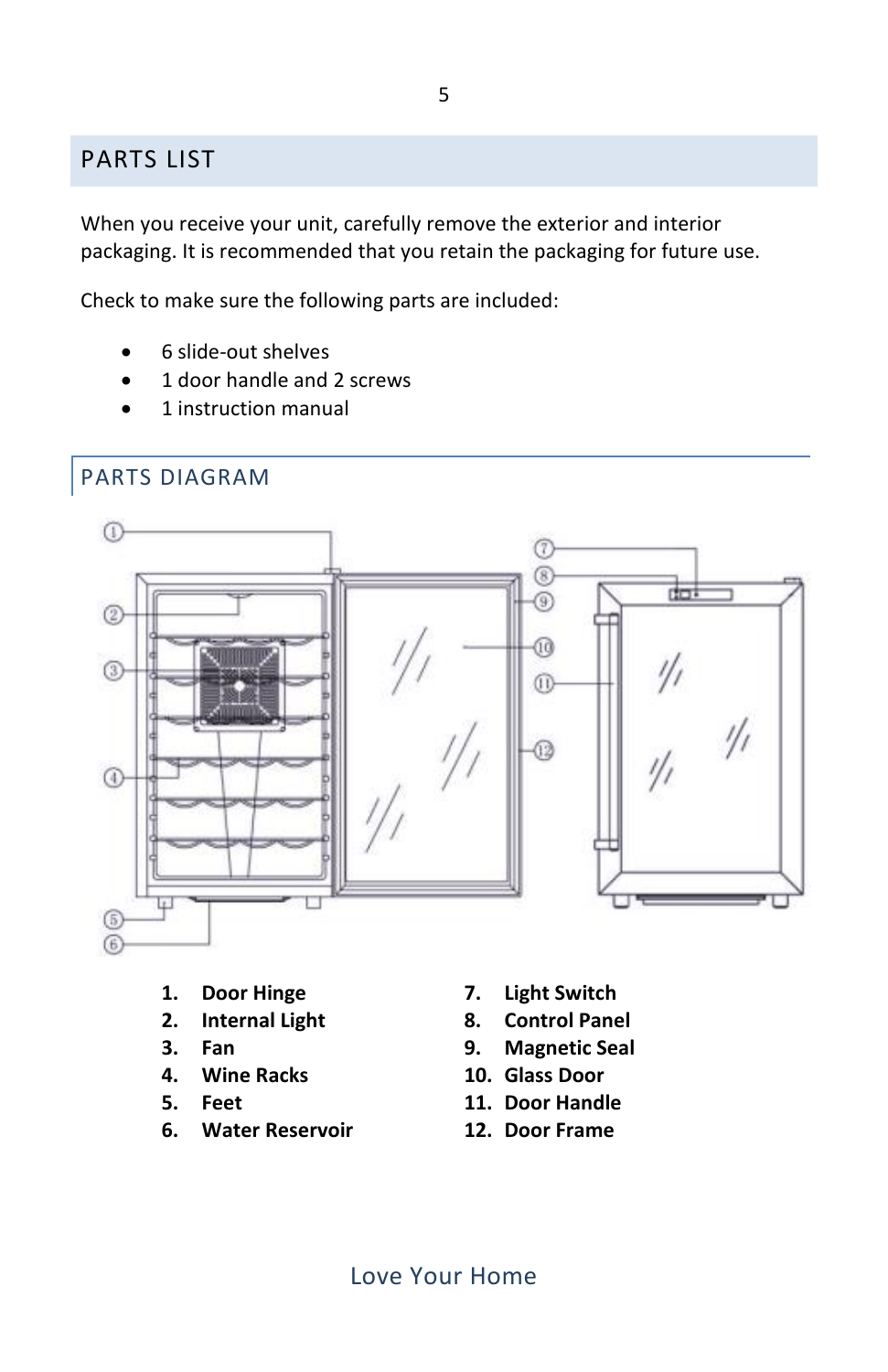## PARTS LIST

When you receive your unit, carefully remove the exterior and interior packaging. It is recommended that you retain the packaging for future use.

Check to make sure the following parts are included:

- 6 slide-out shelves
- 1 door handle and 2 screws
- 1 instruction manual

## PARTS DIAGRAM

1. **Door Hinge**
2. **Internal Light**
3. **Fan**
4. **Wine Racks**
5. **Feet**
6. **Water Reservoir**
7. **Light Switch**
8. **Control Panel**
9. **Magnetic Seal**
10. **Glass Door**
11. **Door Handle**
12. **Door Frame**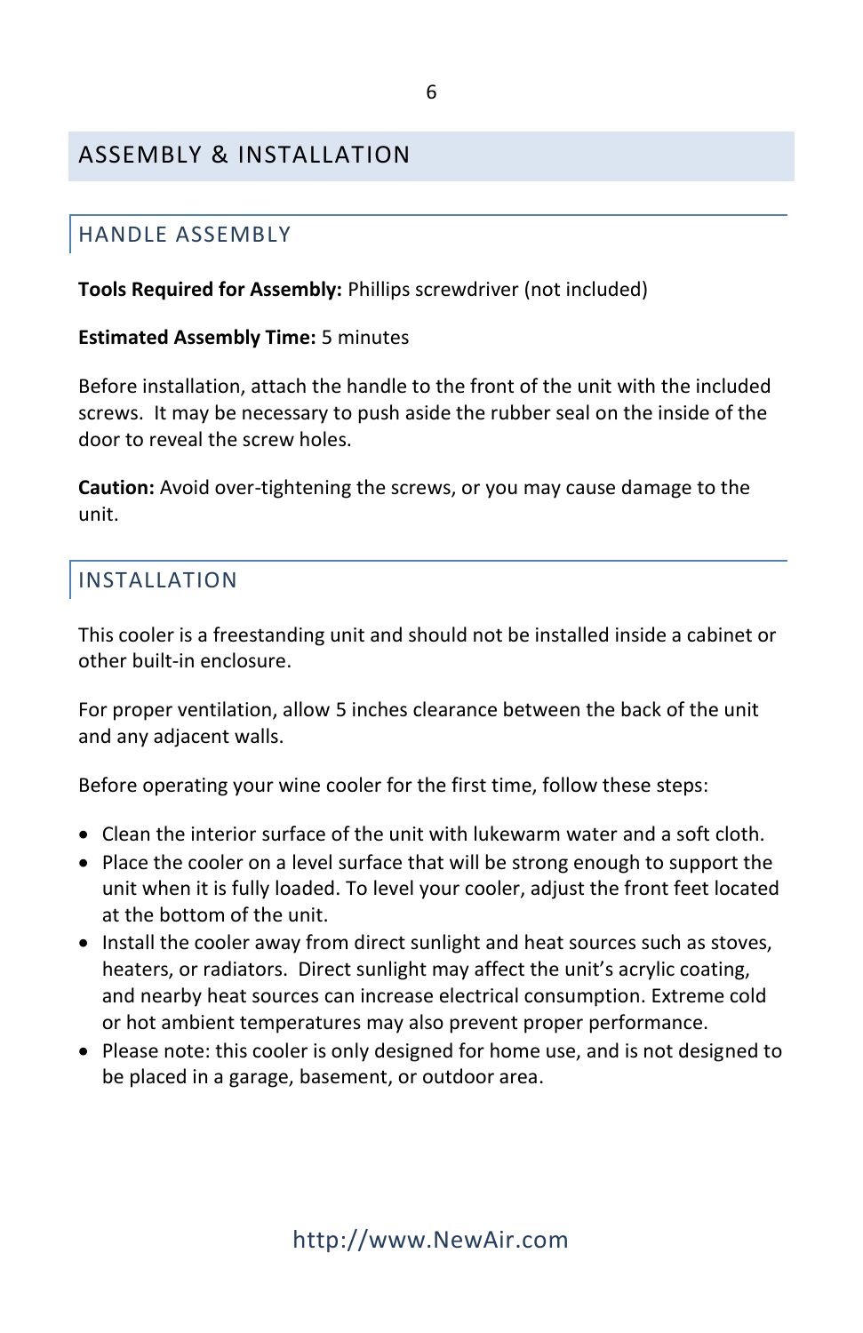# ASSEMBLY & INSTALLATION

## HANDLE ASSEMBLY

**Tools Required for Assembly:** Phillips screwdriver (not included)

**Estimated Assembly Time:** 5 minutes

Before installation, attach the handle to the front of the unit with the included screws. It may be necessary to push aside the rubber seal on the inside of the door to reveal the screw holes.

**Caution:** Avoid over-tightening the screws, or you may cause damage to the unit.

## INSTALLATION

This cooler is a freestanding unit and should not be installed inside a cabinet or other built-in enclosure.

For proper ventilation, allow 5 inches clearance between the back of the unit and any adjacent walls.

Before operating your wine cooler for the first time, follow these steps:

- Clean the interior surface of the unit with lukewarm water and a soft cloth.
- Place the cooler on a level surface that will be strong enough to support the unit when it is fully loaded. To level your cooler, adjust the front feet located at the bottom of the unit.
- Install the cooler away from direct sunlight and heat sources such as stoves, heaters, or radiators. Direct sunlight may affect the unit's acrylic coating, and nearby heat sources can increase electrical consumption. Extreme cold or hot ambient temperatures may also prevent proper performance.
- Please note: this cooler is only designed for home use, and is not designed to be placed in a garage, basement, or outdoor area.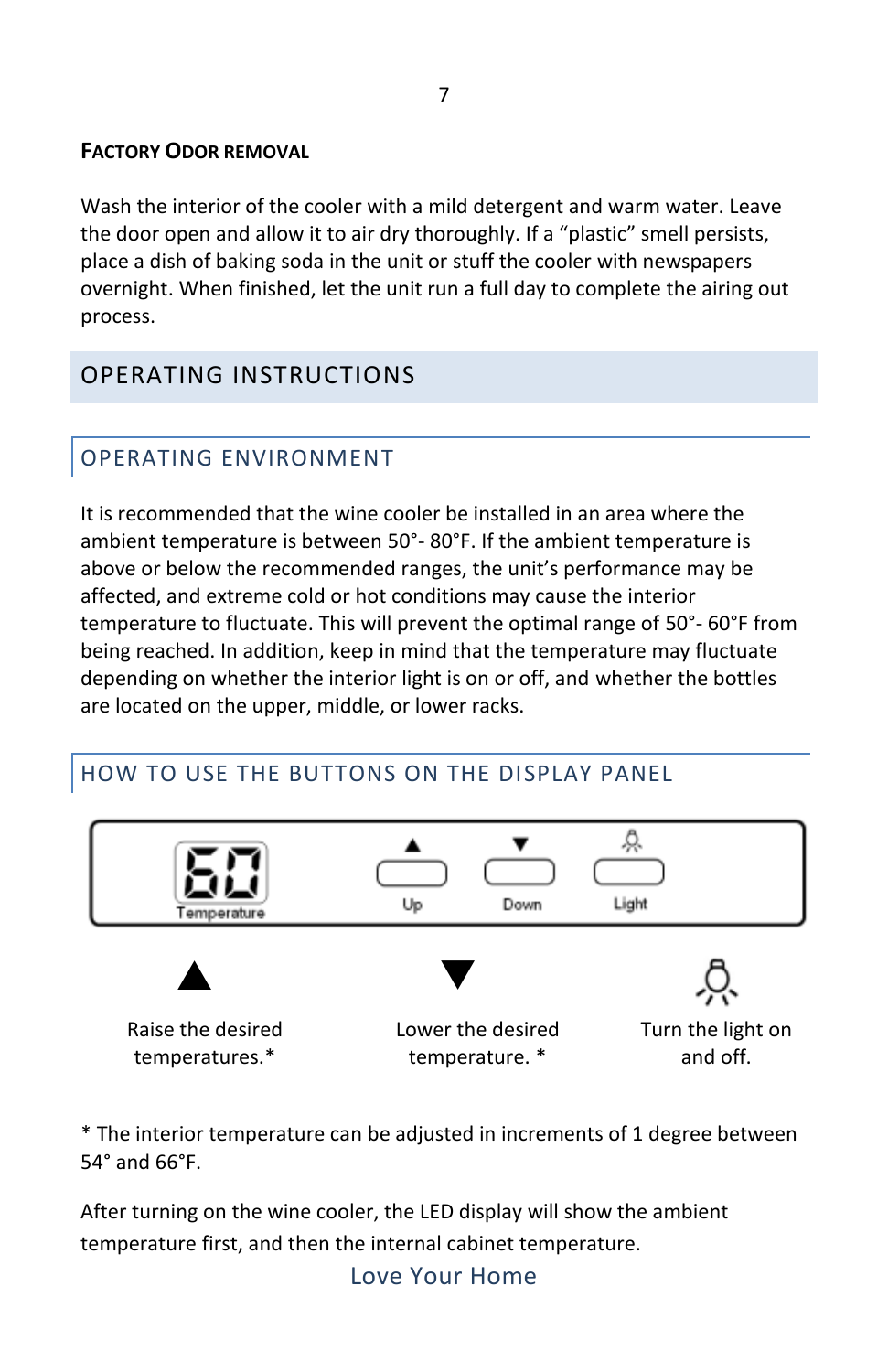**FACTORY ODOR REMOVAL**

Wash the interior of the cooler with a mild detergent and warm water. Leave the door open and allow it to air dry thoroughly. If a “plastic” smell persists, place a dish of baking soda in the unit or stuff the cooler with newspapers overnight. When finished, let the unit run a full day to complete the airing out process.

# OPERATING INSTRUCTIONS

## OPERATING ENVIRONMENT

It is recommended that the wine cooler be installed in an area where the ambient temperature is between 50°- 80°F. If the ambient temperature is above or below the recommended ranges, the unit’s performance may be affected, and extreme cold or hot conditions may cause the interior temperature to fluctuate. This will prevent the optimal range of 50°- 60°F from being reached. In addition, keep in mind that the temperature may fluctuate depending on whether the interior light is on or off, and whether the bottles are located on the upper, middle, or lower racks.

## HOW TO USE THE BUTTONS ON THE DISPLAY PANEL

60 Temperature | ▲ Up | ▼ Down | Light

| ▲ | ▼ | Light |
|---|---|---|
| Raise the desired temperatures.* | Lower the desired temperature. * | Turn the light on and off. |

* The interior temperature can be adjusted in increments of 1 degree between 54° and 66°F.

After turning on the wine cooler, the LED display will show the ambient temperature first, and then the internal cabinet temperature.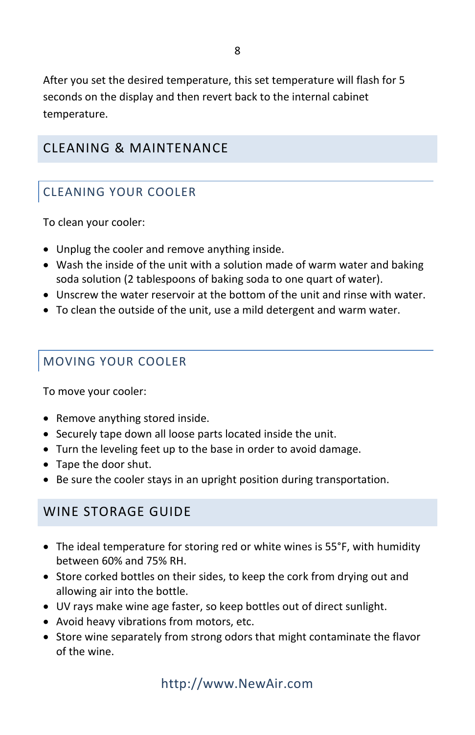After you set the desired temperature, this set temperature will flash for 5 seconds on the display and then revert back to the internal cabinet temperature.

## CLEANING & MAINTENANCE

### CLEANING YOUR COOLER

To clean your cooler:

- Unplug the cooler and remove anything inside.
- Wash the inside of the unit with a solution made of warm water and baking soda solution (2 tablespoons of baking soda to one quart of water).
- Unscrew the water reservoir at the bottom of the unit and rinse with water.
- To clean the outside of the unit, use a mild detergent and warm water.

### MOVING YOUR COOLER

To move your cooler:

- Remove anything stored inside.
- Securely tape down all loose parts located inside the unit.
- Turn the leveling feet up to the base in order to avoid damage.
- Tape the door shut.
- Be sure the cooler stays in an upright position during transportation.

## WINE STORAGE GUIDE

- The ideal temperature for storing red or white wines is 55°F, with humidity between 60% and 75% RH.
- Store corked bottles on their sides, to keep the cork from drying out and allowing air into the bottle.
- UV rays make wine age faster, so keep bottles out of direct sunlight.
- Avoid heavy vibrations from motors, etc.
- Store wine separately from strong odors that might contaminate the flavor of the wine.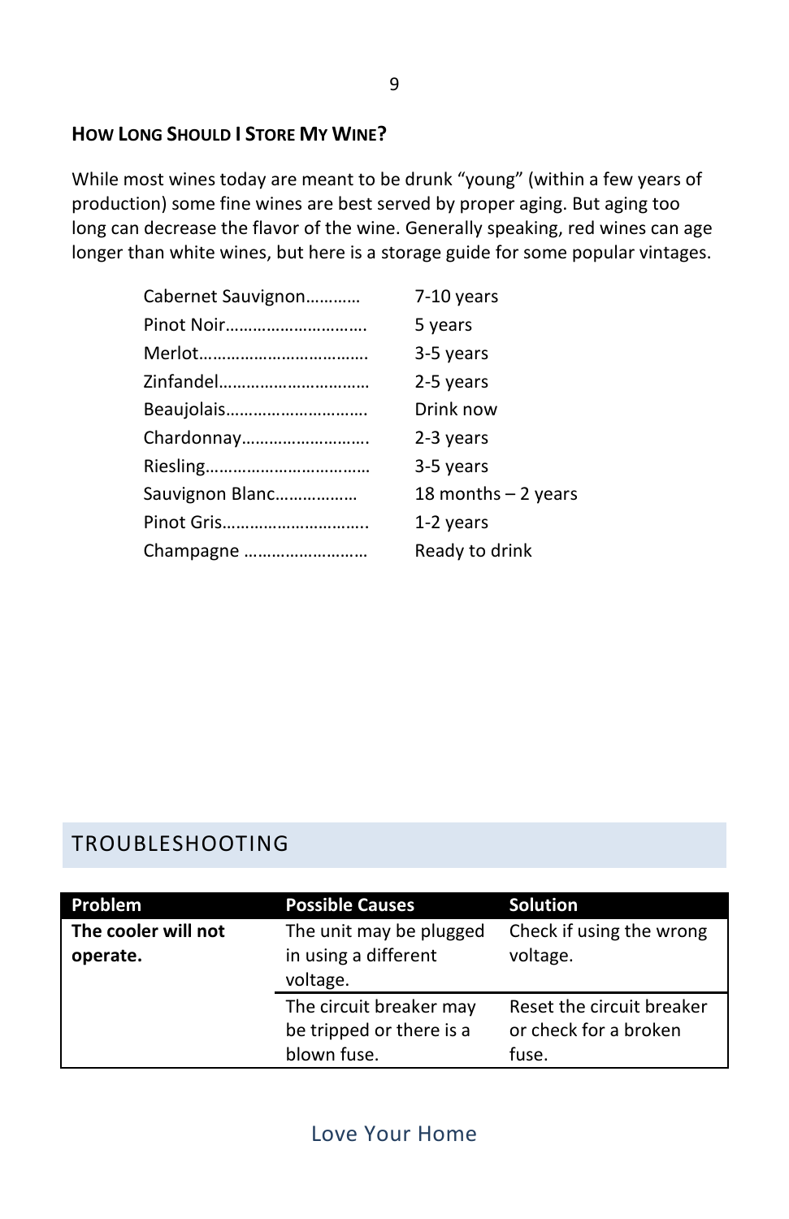### How Long Should I Store My Wine?

While most wines today are meant to be drunk "young" (within a few years of production) some fine wines are best served by proper aging. But aging too long can decrease the flavor of the wine. Generally speaking, red wines can age longer than white wines, but here is a storage guide for some popular vintages.

| Wine | Storage |
|---|---|
| Cabernet Sauvignon………… | 7-10 years |
| Pinot Noir…………………………. | 5 years |
| Merlot………………………………. | 3-5 years |
| Zinfandel……………………………. | 2-5 years |
| Beaujolais…………………………. | Drink now |
| Chardonnay………………………. | 2-3 years |
| Riesling……………………………… | 3-5 years |
| Sauvignon Blanc……………… | 18 months – 2 years |
| Pinot Gris………………………….. | 1-2 years |
| Champagne ……………………… | Ready to drink |

## TROUBLESHOOTING

| Problem | Possible Causes | Solution |
|---|---|---|
| **The cooler will not operate.** | The unit may be plugged in using a different voltage. | Check if using the wrong voltage. |
| | The circuit breaker may be tripped or there is a blown fuse. | Reset the circuit breaker or check for a broken fuse. |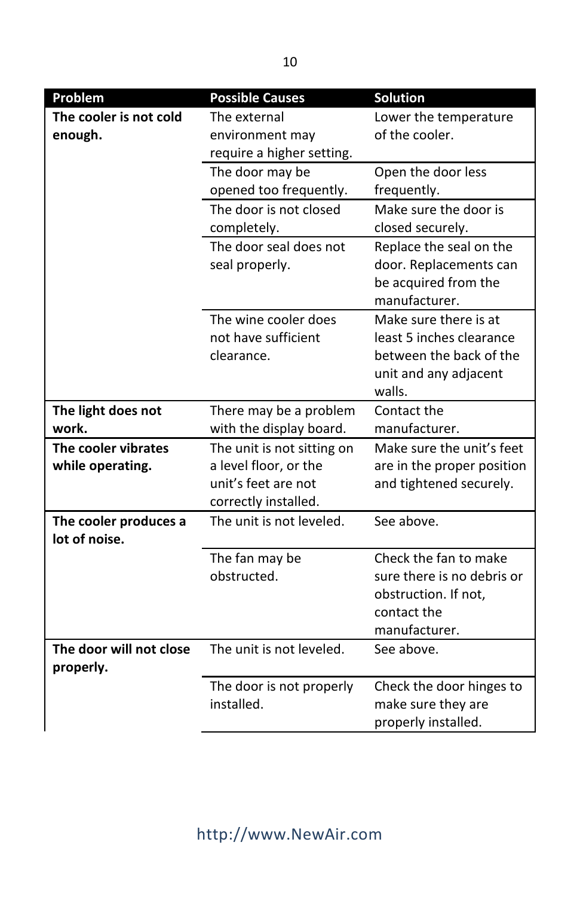| Problem | Possible Causes | Solution |
| --- | --- | --- |
| **The cooler is not cold enough.** | The external environment may require a higher setting. | Lower the temperature of the cooler. |
| | The door may be opened too frequently. | Open the door less frequently. |
| | The door is not closed completely. | Make sure the door is closed securely. |
| | The door seal does not seal properly. | Replace the seal on the door. Replacements can be acquired from the manufacturer. |
| | The wine cooler does not have sufficient clearance. | Make sure there is at least 5 inches clearance between the back of the unit and any adjacent walls. |
| **The light does not work.** | There may be a problem with the display board. | Contact the manufacturer. |
| **The cooler vibrates while operating.** | The unit is not sitting on a level floor, or the unit's feet are not correctly installed. | Make sure the unit's feet are in the proper position and tightened securely. |
| **The cooler produces a lot of noise.** | The unit is not leveled. | See above. |
| | The fan may be obstructed. | Check the fan to make sure there is no debris or obstruction. If not, contact the manufacturer. |
| **The door will not close properly.** | The unit is not leveled. | See above. |
| | The door is not properly installed. | Check the door hinges to make sure they are properly installed. |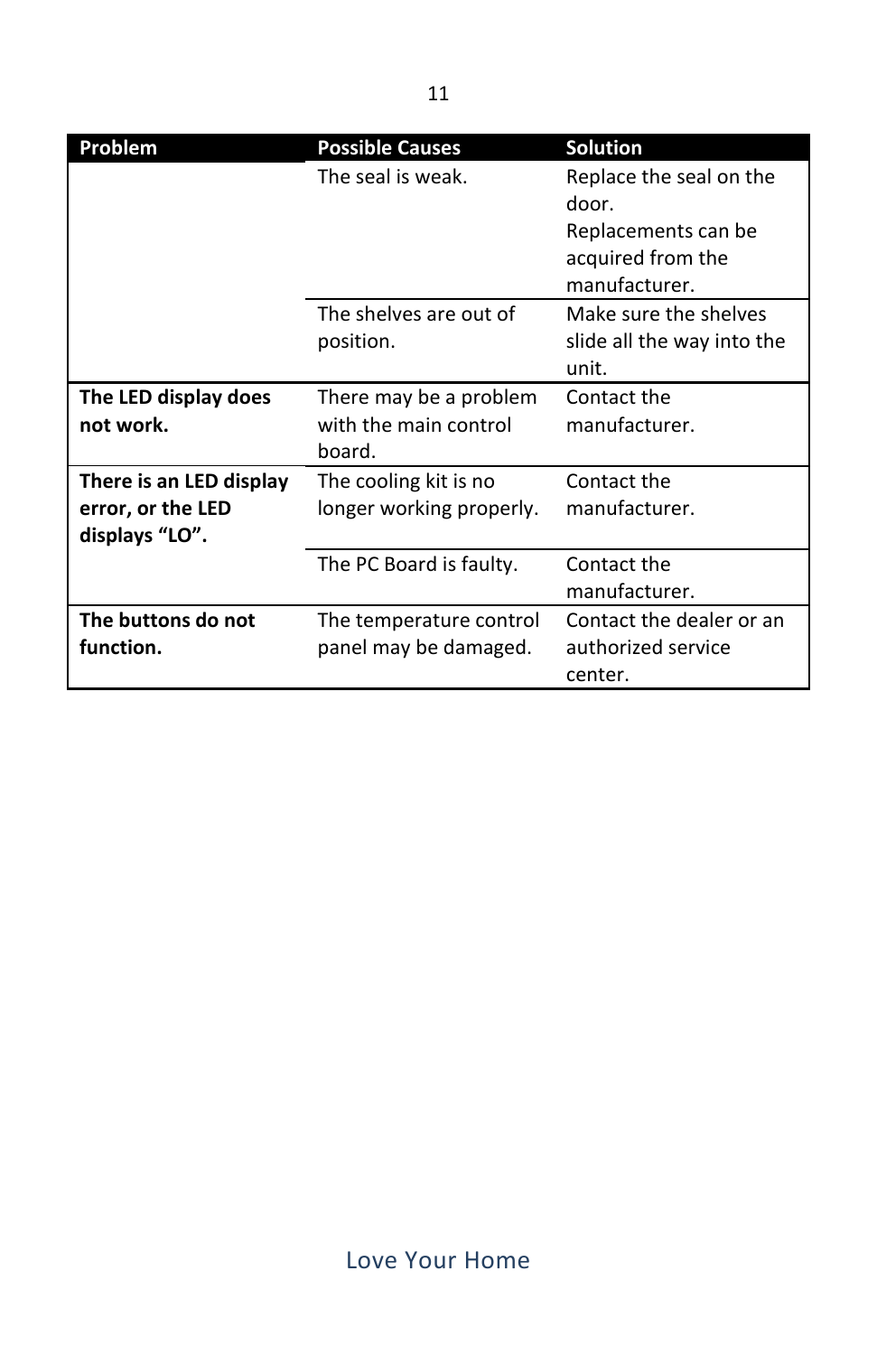| Problem | Possible Causes | Solution |
| --- | --- | --- |
| | The seal is weak. | Replace the seal on the door. Replacements can be acquired from the manufacturer. |
| | The shelves are out of position. | Make sure the shelves slide all the way into the unit. |
| **The LED display does not work.** | There may be a problem with the main control board. | Contact the manufacturer. |
| **There is an LED display error, or the LED displays "LO".** | The cooling kit is no longer working properly. | Contact the manufacturer. |
| | The PC Board is faulty. | Contact the manufacturer. |
| **The buttons do not function.** | The temperature control panel may be damaged. | Contact the dealer or an authorized service center. |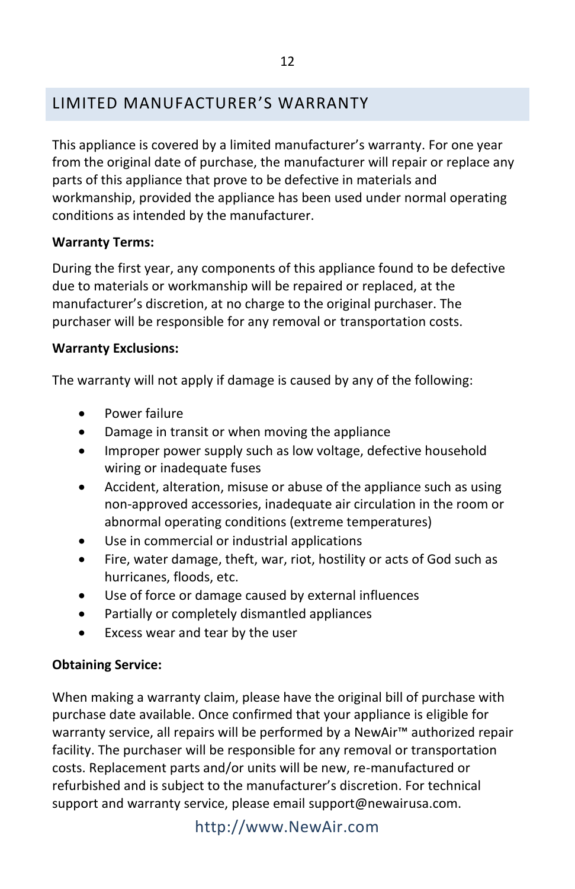## LIMITED MANUFACTURER'S WARRANTY

This appliance is covered by a limited manufacturer's warranty. For one year from the original date of purchase, the manufacturer will repair or replace any parts of this appliance that prove to be defective in materials and workmanship, provided the appliance has been used under normal operating conditions as intended by the manufacturer.

**Warranty Terms:**

During the first year, any components of this appliance found to be defective due to materials or workmanship will be repaired or replaced, at the manufacturer's discretion, at no charge to the original purchaser. The purchaser will be responsible for any removal or transportation costs.

**Warranty Exclusions:**

The warranty will not apply if damage is caused by any of the following:

- Power failure
- Damage in transit or when moving the appliance
- Improper power supply such as low voltage, defective household wiring or inadequate fuses
- Accident, alteration, misuse or abuse of the appliance such as using non-approved accessories, inadequate air circulation in the room or abnormal operating conditions (extreme temperatures)
- Use in commercial or industrial applications
- Fire, water damage, theft, war, riot, hostility or acts of God such as hurricanes, floods, etc.
- Use of force or damage caused by external influences
- Partially or completely dismantled appliances
- Excess wear and tear by the user

**Obtaining Service:**

When making a warranty claim, please have the original bill of purchase with purchase date available. Once confirmed that your appliance is eligible for warranty service, all repairs will be performed by a NewAir™ authorized repair facility. The purchaser will be responsible for any removal or transportation costs. Replacement parts and/or units will be new, re-manufactured or refurbished and is subject to the manufacturer's discretion. For technical support and warranty service, please email support@newairusa.com.

http://www.NewAir.com